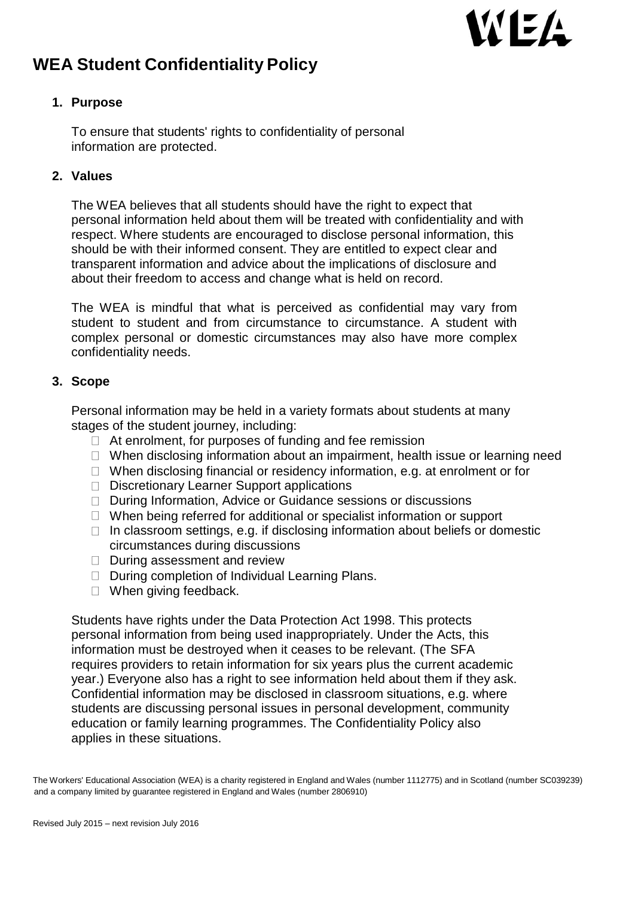# WEA Student Confidentiality Policy

## 1. Purpose

To ensure that students' rights to confidentiality of personal information are protected.

## 2. Values

The WEA believes that all students should have the right to expect that personal information held about them will be treated with confidentiality and with respect. Where students are encouraged to disclose personal information, this should be with their informed consent. They are entitled to expect clear and transparent information and advice about the implications of disclosure and about their freedom to access and change what is held on record.

The WEA is mindful that what is perceived as confidential may vary from student to student and from circumstance to circumstance. A student with complex personal or domestic circumstances may also have more complex confidentiality needs.

## 3. Scope

Personal information may be held in a variety formats about students at many stages of the student journey, including:

- At enrolment, for purposes of funding and fee remission
- When disclosing information about an impairment, health issue or learning need
- When disclosing financial or residency information, e.g. at enrolment or for
- Discretionary Learner Support applications
- During Information, Advice or Guidance sessions or discussions
- When being referred for additional or specialist information or support
- In classroom settings, e.g. if disclosing information about beliefs or domestic circumstances during discussions
- During assessment and review
- During completion of Individual Learning Plans.
- When giving feedback.

Students have rights under the Data Protection Act 1998. This protects personal information from being used inappropriately. Under the Acts, this information must be destroyed when it ceases to be relevant. (The SFA requires providers to retain information for six years plus the current academic year.) Everyone also has a right to see information held about them if they ask. Confidential information may be disclosed in classroom situations, e.g. where students are discussing personal issues in personal development, community education or family learning programmes. The Confidentiality Policy also applies in these situations.

The Workers' Educational Association (WEA) is a charity registered in England and Wales (number 1112775) and in Scotland (number SC039239) and a company limited by guarantee registered in England and Wales (number 2806910)

Revised July 2015 – next revision July 2016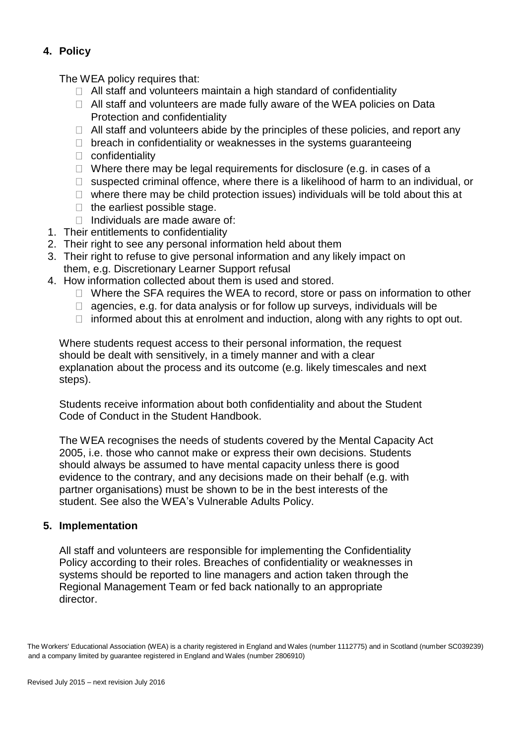## 4. Policy

The WEA policy requires that:

- All staff and volunteers maintain a high standard of confidentiality
- All staff and volunteers are made fully aware of the WEA policies on Data Protection and confidentiality
- All staff and volunteers abide by the principles of these policies, and report any
- breach in confidentiality or weaknesses in the systems guaranteeing
- confidentiality
- Where there may be legal requirements for disclosure (e.g. in cases of a
- suspected criminal offence, where there is a likelihood of harm to an individual, or
- where there may be child protection issues) individuals will be told about this at
- the earliest possible stage.
- Individuals are made aware of:

1. Their entitlements to confidentiality
2. Their right to see any personal information held about them
3. Their right to refuse to give personal information and any likely impact on them, e.g. Discretionary Learner Support refusal
4. How information collected about them is used and stored.

- Where the SFA requires the WEA to record, store or pass on information to other
- agencies, e.g. for data analysis or for follow up surveys, individuals will be
- informed about this at enrolment and induction, along with any rights to opt out.

Where students request access to their personal information, the request should be dealt with sensitively, in a timely manner and with a clear explanation about the process and its outcome (e.g. likely timescales and next steps).

Students receive information about both confidentiality and about the Student Code of Conduct in the Student Handbook.

The WEA recognises the needs of students covered by the Mental Capacity Act 2005, i.e. those who cannot make or express their own decisions. Students should always be assumed to have mental capacity unless there is good evidence to the contrary, and any decisions made on their behalf (e.g. with partner organisations) must be shown to be in the best interests of the student. See also the WEA's Vulnerable Adults Policy.

## 5. Implementation

All staff and volunteers are responsible for implementing the Confidentiality Policy according to their roles. Breaches of confidentiality or weaknesses in systems should be reported to line managers and action taken through the Regional Management Team or fed back nationally to an appropriate director.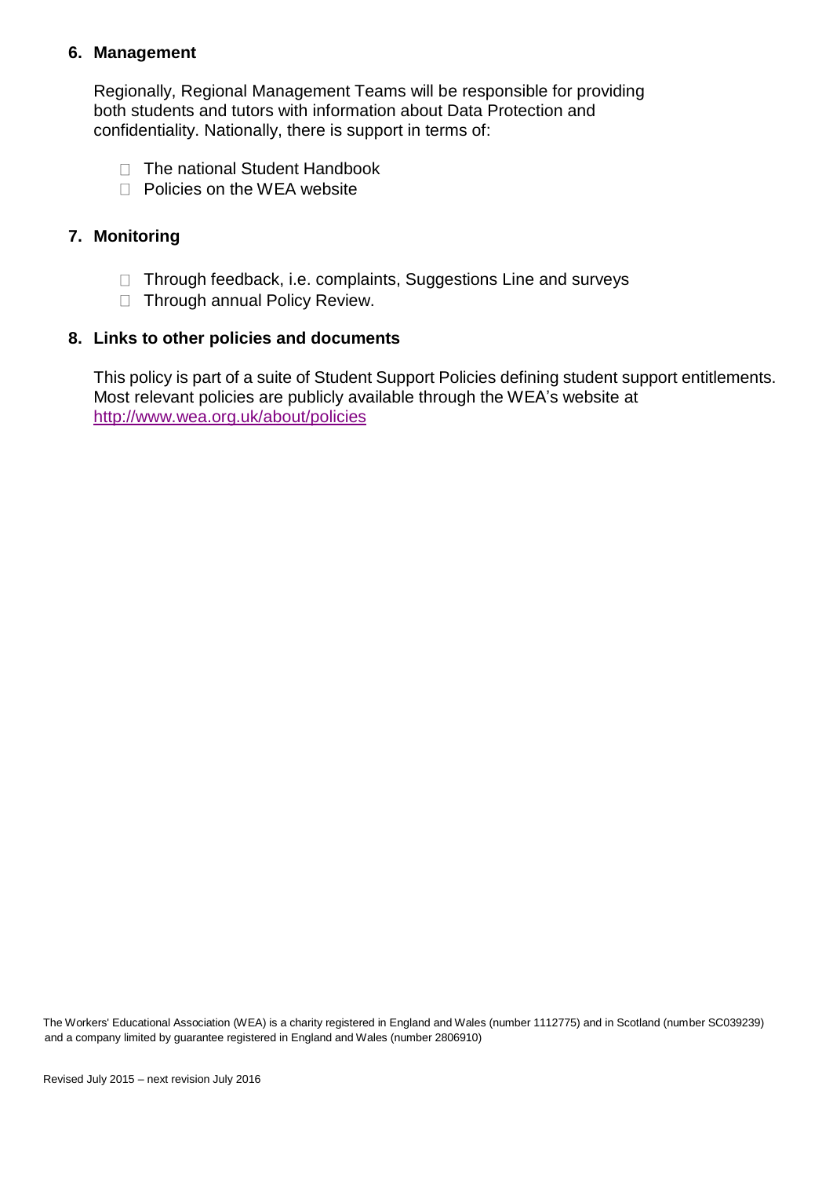## 6. Management

Regionally, Regional Management Teams will be responsible for providing both students and tutors with information about Data Protection and confidentiality. Nationally, there is support in terms of:

- The national Student Handbook
- Policies on the WEA website

## 7. Monitoring

- Through feedback, i.e. complaints, Suggestions Line and surveys
- Through annual Policy Review.

## 8. Links to other policies and documents

This policy is part of a suite of Student Support Policies defining student support entitlements. Most relevant policies are publicly available through the WEA's website at [http://www.wea.org.uk/about/policies](http://www.wea.org.uk/about/policies)

The Workers' Educational Association (WEA) is a charity registered in England and Wales (number 1112775) and in Scotland (number SC039239) and a company limited by guarantee registered in England and Wales (number 2806910)

Revised July 2015 – next revision July 2016